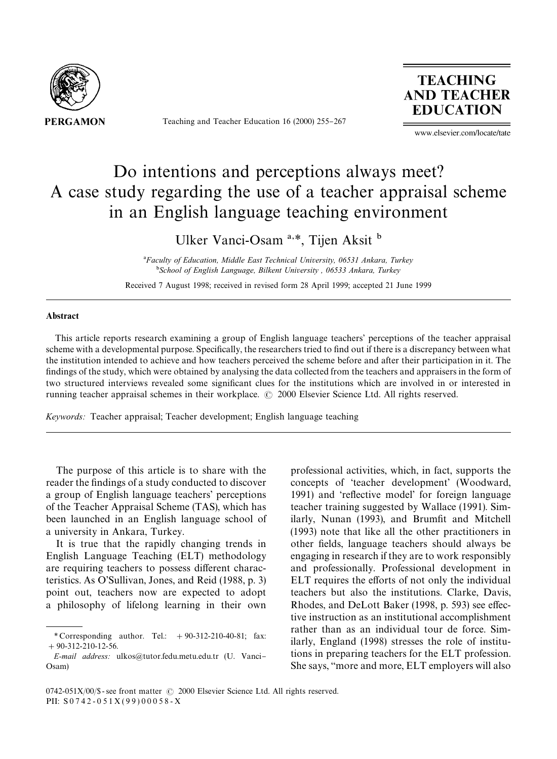# Do intentions and perceptions always meet? A case study regarding the use of a teacher appraisal scheme in an English language teaching environment

Ulker Vanci-Osam [a,*], Tijen Aksit [b]

[a] Faculty of Education, Middle East Technical University, 06531 Ankara, Turkey
[b] School of English Language, Bilkent University, 06533 Ankara, Turkey

Received 7 August 1998; received in revised form 28 April 1999; accepted 21 June 1999

## Abstract

This article reports research examining a group of English language teachers' perceptions of the teacher appraisal scheme with a developmental purpose. Specifically, the researchers tried to find out if there is a discrepancy between what the institution intended to achieve and how teachers perceived the scheme before and after their participation in it. The findings of the study, which were obtained by analysing the data collected from the teachers and appraisers in the form of two structured interviews revealed some significant clues for the institutions which are involved in or interested in running teacher appraisal schemes in their workplace. © 2000 Elsevier Science Ltd. All rights reserved.

*Keywords:* Teacher appraisal; Teacher development; English language teaching

The purpose of this article is to share with the reader the findings of a study conducted to discover a group of English language teachers' perceptions of the Teacher Appraisal Scheme (TAS), which has been launched in an English language school of a university in Ankara, Turkey.

It is true that the rapidly changing trends in English Language Teaching (ELT) methodology are requiring teachers to possess different characteristics. As O'Sullivan, Jones, and Reid (1988, p. 3) point out, teachers now are expected to adopt a philosophy of lifelong learning in their own professional activities, which, in fact, supports the concepts of 'teacher development' (Woodward, 1991) and 'reflective model' for foreign language teacher training suggested by Wallace (1991). Similarly, Nunan (1993), and Brumfit and Mitchell (1993) note that like all the other practitioners in other fields, language teachers should always be engaging in research if they are to work responsibly and professionally. Professional development in ELT requires the efforts of not only the individual teachers but also the institutions. Clarke, Davis, Rhodes, and DeLott Baker (1998, p. 593) see effective instruction as an institutional accomplishment rather than as an individual tour de force. Similarly, England (1998) stresses the role of institutions in preparing teachers for the ELT profession. She says, "more and more, ELT employers will also

* Corresponding author. Tel.: +90-312-210-40-81; fax: +90-312-210-12-56.
*E-mail address:* ulkos@tutor.fedu.metu.edu.tr (U. Vanci-Osam)

0742-051X/00/$ - see front matter © 2000 Elsevier Science Ltd. All rights reserved.
PII: S0742-051X(99)00058-X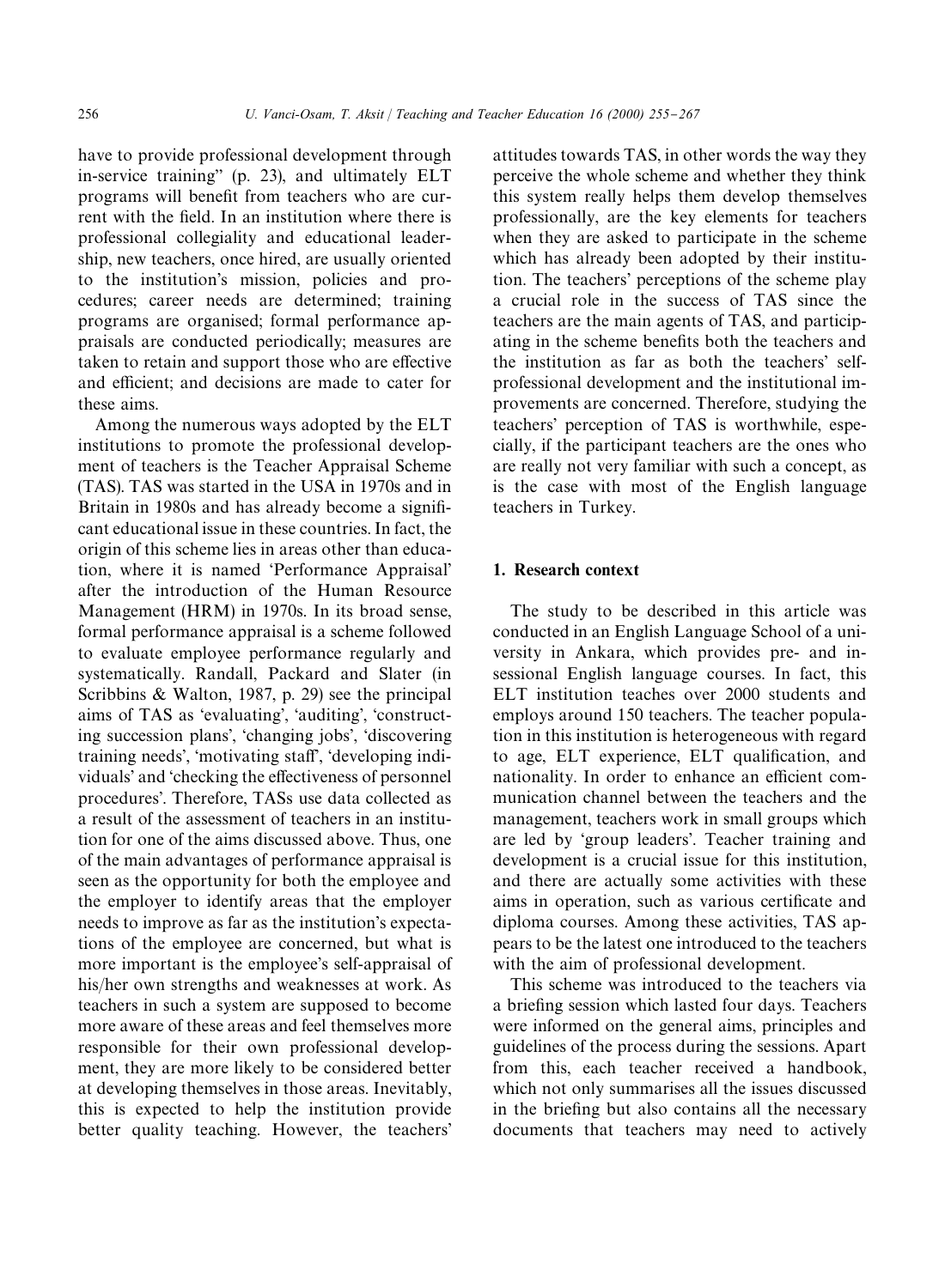have to provide professional development through in-service training" (p. 23), and ultimately ELT programs will benefit from teachers who are current with the field. In an institution where there is professional collegiality and educational leadership, new teachers, once hired, are usually oriented to the institution's mission, policies and procedures; career needs are determined; training programs are organised; formal performance appraisals are conducted periodically; measures are taken to retain and support those who are effective and efficient; and decisions are made to cater for these aims.

Among the numerous ways adopted by the ELT institutions to promote the professional development of teachers is the Teacher Appraisal Scheme (TAS). TAS was started in the USA in 1970s and in Britain in 1980s and has already become a significant educational issue in these countries. In fact, the origin of this scheme lies in areas other than education, where it is named 'Performance Appraisal' after the introduction of the Human Resource Management (HRM) in 1970s. In its broad sense, formal performance appraisal is a scheme followed to evaluate employee performance regularly and systematically. Randall, Packard and Slater (in Scribbins & Walton, 1987, p. 29) see the principal aims of TAS as 'evaluating', 'auditing', 'constructing succession plans', 'changing jobs', 'discovering training needs', 'motivating staff', 'developing individuals' and 'checking the effectiveness of personnel procedures'. Therefore, TASs use data collected as a result of the assessment of teachers in an institution for one of the aims discussed above. Thus, one of the main advantages of performance appraisal is seen as the opportunity for both the employee and the employer to identify areas that the employer needs to improve as far as the institution's expectations of the employee are concerned, but what is more important is the employee's self-appraisal of his/her own strengths and weaknesses at work. As teachers in such a system are supposed to become more aware of these areas and feel themselves more responsible for their own professional development, they are more likely to be considered better at developing themselves in those areas. Inevitably, this is expected to help the institution provide better quality teaching. However, the teachers' attitudes towards TAS, in other words the way they perceive the whole scheme and whether they think this system really helps them develop themselves professionally, are the key elements for teachers when they are asked to participate in the scheme which has already been adopted by their institution. The teachers' perceptions of the scheme play a crucial role in the success of TAS since the teachers are the main agents of TAS, and participating in the scheme benefits both the teachers and the institution as far as both the teachers' self-professional development and the institutional improvements are concerned. Therefore, studying the teachers' perception of TAS is worthwhile, especially, if the participant teachers are the ones who are really not very familiar with such a concept, as is the case with most of the English language teachers in Turkey.

## 1. Research context

The study to be described in this article was conducted in an English Language School of a university in Ankara, which provides pre- and in-sessional English language courses. In fact, this ELT institution teaches over 2000 students and employs around 150 teachers. The teacher population in this institution is heterogeneous with regard to age, ELT experience, ELT qualification, and nationality. In order to enhance an efficient communication channel between the teachers and the management, teachers work in small groups which are led by 'group leaders'. Teacher training and development is a crucial issue for this institution, and there are actually some activities with these aims in operation, such as various certificate and diploma courses. Among these activities, TAS appears to be the latest one introduced to the teachers with the aim of professional development.

This scheme was introduced to the teachers via a briefing session which lasted four days. Teachers were informed on the general aims, principles and guidelines of the process during the sessions. Apart from this, each teacher received a handbook, which not only summarises all the issues discussed in the briefing but also contains all the necessary documents that teachers may need to actively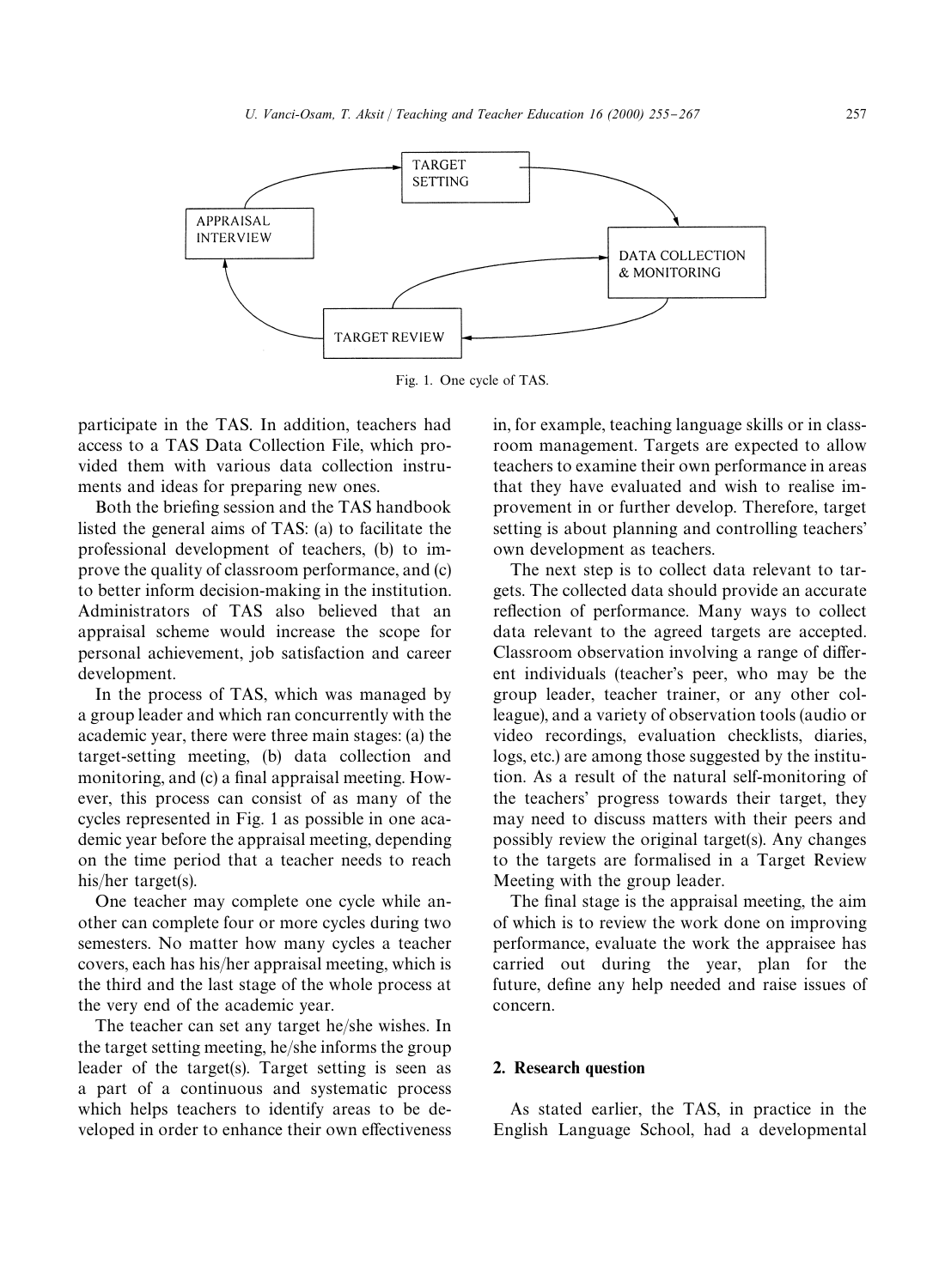TARGET SETTING

DATA COLLECTION & MONITORING

TARGET REVIEW

APPRAISAL INTERVIEW

Fig. 1. One cycle of TAS.

participate in the TAS. In addition, teachers had access to a TAS Data Collection File, which provided them with various data collection instruments and ideas for preparing new ones.

Both the briefing session and the TAS handbook listed the general aims of TAS: (a) to facilitate the professional development of teachers, (b) to improve the quality of classroom performance, and (c) to better inform decision-making in the institution. Administrators of TAS also believed that an appraisal scheme would increase the scope for personal achievement, job satisfaction and career development.

In the process of TAS, which was managed by a group leader and which ran concurrently with the academic year, there were three main stages: (a) the target-setting meeting, (b) data collection and monitoring, and (c) a final appraisal meeting. However, this process can consist of as many of the cycles represented in Fig. 1 as possible in one academic year before the appraisal meeting, depending on the time period that a teacher needs to reach his/her target(s).

One teacher may complete one cycle while another can complete four or more cycles during two semesters. No matter how many cycles a teacher covers, each has his/her appraisal meeting, which is the third and the last stage of the whole process at the very end of the academic year.

The teacher can set any target he/she wishes. In the target setting meeting, he/she informs the group leader of the target(s). Target setting is seen as a part of a continuous and systematic process which helps teachers to identify areas to be developed in order to enhance their own effectiveness in, for example, teaching language skills or in classroom management. Targets are expected to allow teachers to examine their own performance in areas that they have evaluated and wish to realise improvement in or further develop. Therefore, target setting is about planning and controlling teachers' own development as teachers.

The next step is to collect data relevant to targets. The collected data should provide an accurate reflection of performance. Many ways to collect data relevant to the agreed targets are accepted. Classroom observation involving a range of different individuals (teacher's peer, who may be the group leader, teacher trainer, or any other colleague), and a variety of observation tools (audio or video recordings, evaluation checklists, diaries, logs, etc.) are among those suggested by the institution. As a result of the natural self-monitoring of the teachers' progress towards their target, they may need to discuss matters with their peers and possibly review the original target(s). Any changes to the targets are formalised in a Target Review Meeting with the group leader.

The final stage is the appraisal meeting, the aim of which is to review the work done on improving performance, evaluate the work the appraisee has carried out during the year, plan for the future, define any help needed and raise issues of concern.

## 2. Research question

As stated earlier, the TAS, in practice in the English Language School, had a developmental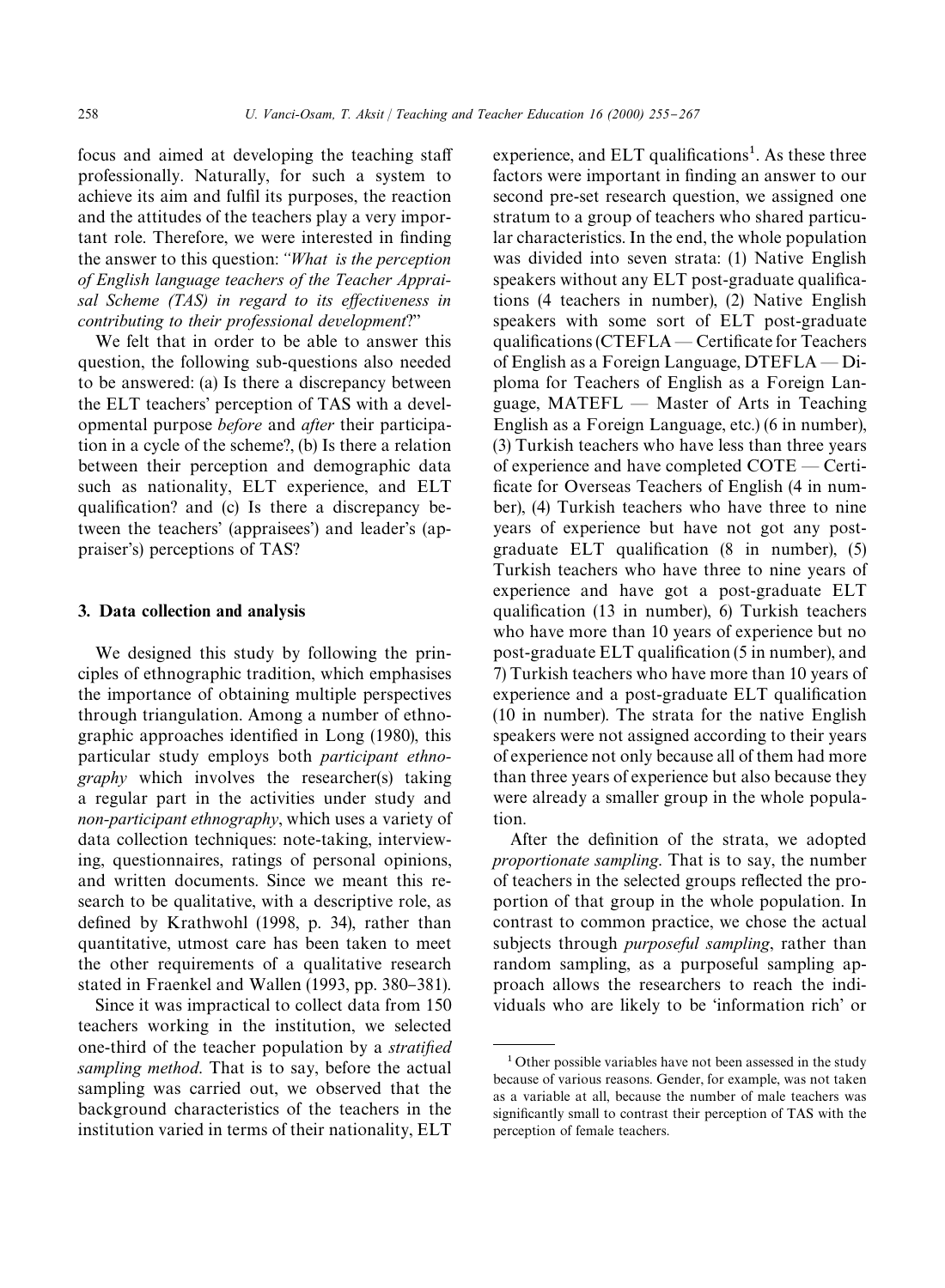focus and aimed at developing the teaching staff professionally. Naturally, for such a system to achieve its aim and fulfil its purposes, the reaction and the attitudes of the teachers play a very important role. Therefore, we were interested in finding the answer to this question: *"What is the perception of English language teachers of the Teacher Appraisal Scheme (TAS) in regard to its effectiveness in contributing to their professional development?"*

We felt that in order to be able to answer this question, the following sub-questions also needed to be answered: (a) Is there a discrepancy between the ELT teachers' perception of TAS with a developmental purpose *before* and *after* their participation in a cycle of the scheme?, (b) Is there a relation between their perception and demographic data such as nationality, ELT experience, and ELT qualification? and (c) Is there a discrepancy between the teachers' (appraisees') and leader's (appraiser's) perceptions of TAS?

## 3. Data collection and analysis

We designed this study by following the principles of ethnographic tradition, which emphasises the importance of obtaining multiple perspectives through triangulation. Among a number of ethnographic approaches identified in Long (1980), this particular study employs both *participant ethnography* which involves the researcher(s) taking a regular part in the activities under study and *non-participant ethnography*, which uses a variety of data collection techniques: note-taking, interviewing, questionnaires, ratings of personal opinions, and written documents. Since we meant this research to be qualitative, with a descriptive role, as defined by Krathwohl (1998, p. 34), rather than quantitative, utmost care has been taken to meet the other requirements of a qualitative research stated in Fraenkel and Wallen (1993, pp. 380–381).

Since it was impractical to collect data from 150 teachers working in the institution, we selected one-third of the teacher population by a *stratified sampling method*. That is to say, before the actual sampling was carried out, we observed that the background characteristics of the teachers in the institution varied in terms of their nationality, ELT experience, and ELT qualifications[1]. As these three factors were important in finding an answer to our second pre-set research question, we assigned one stratum to a group of teachers who shared particular characteristics. In the end, the whole population was divided into seven strata: (1) Native English speakers without any ELT post-graduate qualifications (4 teachers in number), (2) Native English speakers with some sort of ELT post-graduate qualifications (CTEFLA — Certificate for Teachers of English as a Foreign Language, DTEFLA — Diploma for Teachers of English as a Foreign Language, MATEFL — Master of Arts in Teaching English as a Foreign Language, etc.) (6 in number), (3) Turkish teachers who have less than three years of experience and have completed COTE — Certificate for Overseas Teachers of English (4 in number), (4) Turkish teachers who have three to nine years of experience but have not got any post-graduate ELT qualification (8 in number), (5) Turkish teachers who have three to nine years of experience and have got a post-graduate ELT qualification (13 in number), 6) Turkish teachers who have more than 10 years of experience but no post-graduate ELT qualification (5 in number), and 7) Turkish teachers who have more than 10 years of experience and a post-graduate ELT qualification (10 in number). The strata for the native English speakers were not assigned according to their years of experience not only because all of them had more than three years of experience but also because they were already a smaller group in the whole population.

After the definition of the strata, we adopted *proportionate sampling*. That is to say, the number of teachers in the selected groups reflected the proportion of that group in the whole population. In contrast to common practice, we chose the actual subjects through *purposeful sampling*, rather than random sampling, as a purposeful sampling approach allows the researchers to reach the individuals who are likely to be 'information rich' or

[1] Other possible variables have not been assessed in the study because of various reasons. Gender, for example, was not taken as a variable at all, because the number of male teachers was significantly small to contrast their perception of TAS with the perception of female teachers.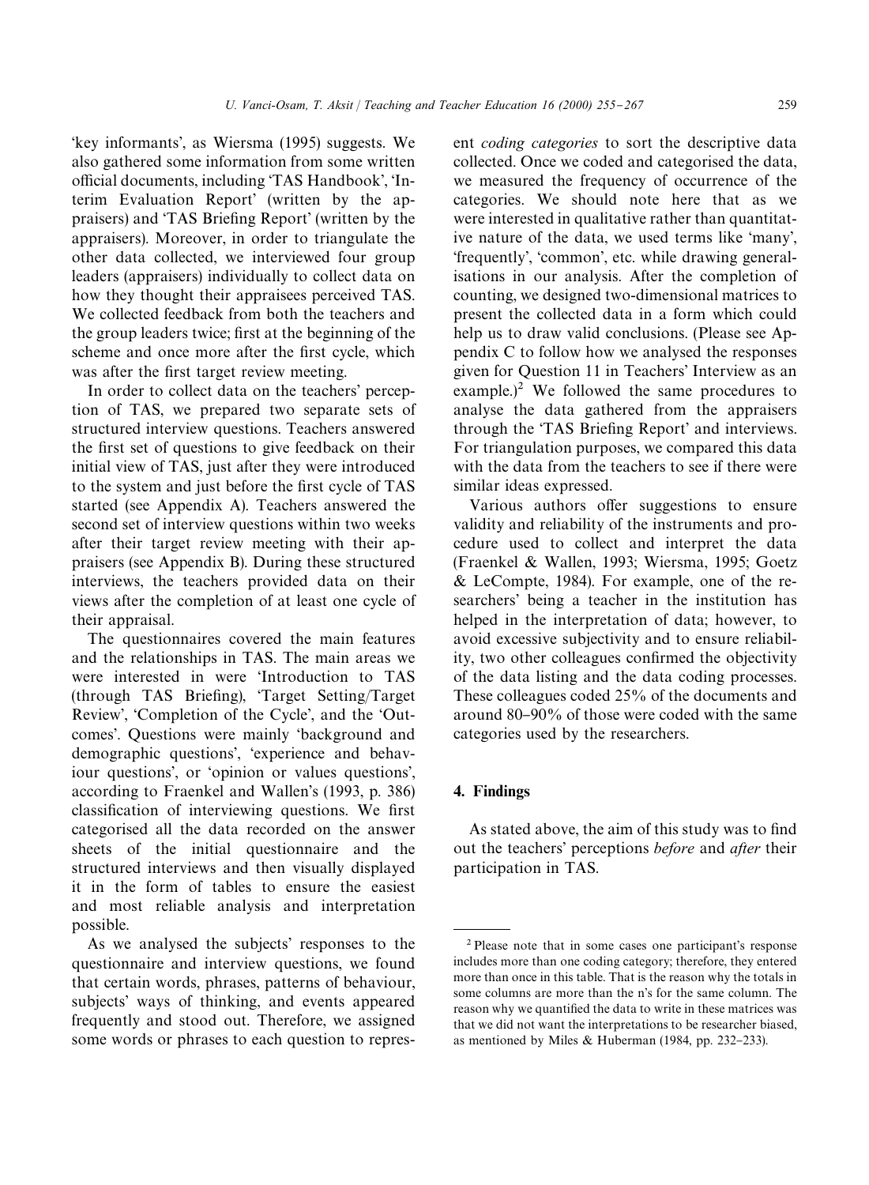'key informants', as Wiersma (1995) suggests. We also gathered some information from some written official documents, including 'TAS Handbook', 'Interim Evaluation Report' (written by the appraisers) and 'TAS Briefing Report' (written by the appraisers). Moreover, in order to triangulate the other data collected, we interviewed four group leaders (appraisers) individually to collect data on how they thought their appraisees perceived TAS. We collected feedback from both the teachers and the group leaders twice; first at the beginning of the scheme and once more after the first cycle, which was after the first target review meeting.

In order to collect data on the teachers' perception of TAS, we prepared two separate sets of structured interview questions. Teachers answered the first set of questions to give feedback on their initial view of TAS, just after they were introduced to the system and just before the first cycle of TAS started (see Appendix A). Teachers answered the second set of interview questions within two weeks after their target review meeting with their appraisers (see Appendix B). During these structured interviews, the teachers provided data on their views after the completion of at least one cycle of their appraisal.

The questionnaires covered the main features and the relationships in TAS. The main areas we were interested in were 'Introduction to TAS (through TAS Briefing), 'Target Setting/Target Review', 'Completion of the Cycle', and the 'Outcomes'. Questions were mainly 'background and demographic questions', 'experience and behaviour questions', or 'opinion or values questions', according to Fraenkel and Wallen's (1993, p. 386) classification of interviewing questions. We first categorised all the data recorded on the answer sheets of the initial questionnaire and the structured interviews and then visually displayed it in the form of tables to ensure the easiest and most reliable analysis and interpretation possible.

As we analysed the subjects' responses to the questionnaire and interview questions, we found that certain words, phrases, patterns of behaviour, subjects' ways of thinking, and events appeared frequently and stood out. Therefore, we assigned some words or phrases to each question to represent *coding categories* to sort the descriptive data collected. Once we coded and categorised the data, we measured the frequency of occurrence of the categories. We should note here that as we were interested in qualitative rather than quantitative nature of the data, we used terms like 'many', 'frequently', 'common', etc. while drawing generalisations in our analysis. After the completion of counting, we designed two-dimensional matrices to present the collected data in a form which could help us to draw valid conclusions. (Please see Appendix C to follow how we analysed the responses given for Question 11 in Teachers' Interview as an example.)[2] We followed the same procedures to analyse the data gathered from the appraisers through the 'TAS Briefing Report' and interviews. For triangulation purposes, we compared this data with the data from the teachers to see if there were similar ideas expressed.

Various authors offer suggestions to ensure validity and reliability of the instruments and procedure used to collect and interpret the data (Fraenkel & Wallen, 1993; Wiersma, 1995; Goetz & LeCompte, 1984). For example, one of the researchers' being a teacher in the institution has helped in the interpretation of data; however, to avoid excessive subjectivity and to ensure reliability, two other colleagues confirmed the objectivity of the data listing and the data coding processes. These colleagues coded 25% of the documents and around 80–90% of those were coded with the same categories used by the researchers.

## 4. Findings

As stated above, the aim of this study was to find out the teachers' perceptions *before* and *after* their participation in TAS.

[2] Please note that in some cases one participant's response includes more than one coding category; therefore, they entered more than once in this table. That is the reason why the totals in some columns are more than the n's for the same column. The reason why we quantified the data to write in these matrices was that we did not want the interpretations to be researcher biased, as mentioned by Miles & Huberman (1984, pp. 232–233).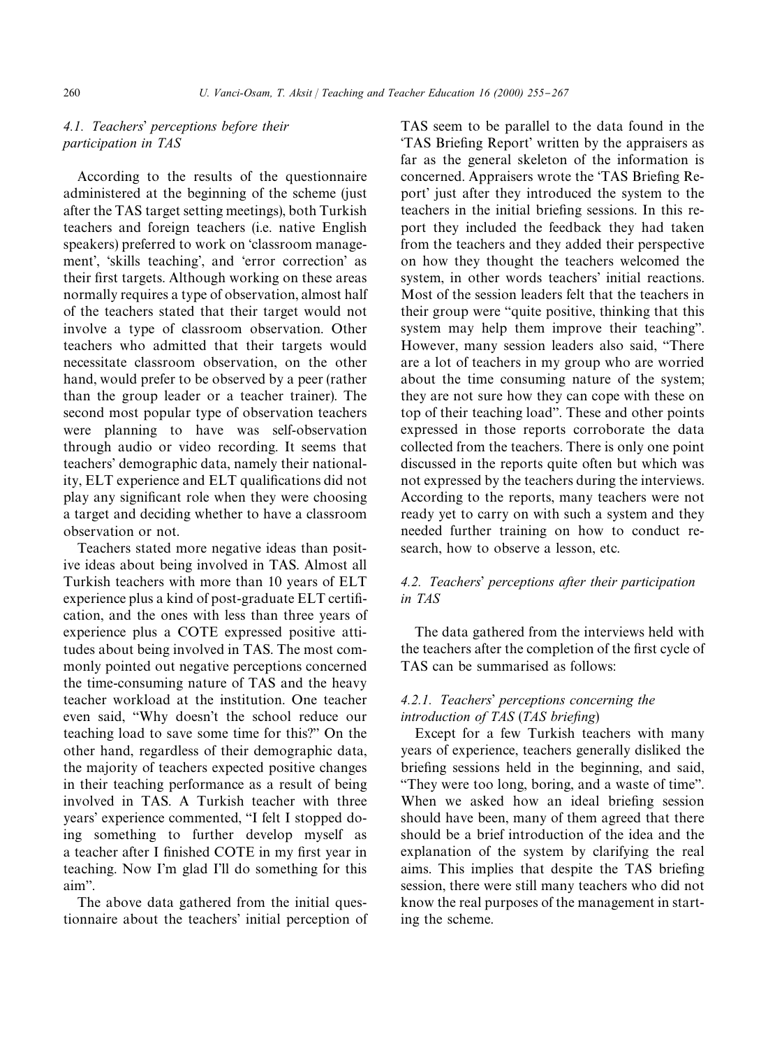### 4.1. Teachers' perceptions before their participation in TAS

According to the results of the questionnaire administered at the beginning of the scheme (just after the TAS target setting meetings), both Turkish teachers and foreign teachers (i.e. native English speakers) preferred to work on 'classroom management', 'skills teaching', and 'error correction' as their first targets. Although working on these areas normally requires a type of observation, almost half of the teachers stated that their target would not involve a type of classroom observation. Other teachers who admitted that their targets would necessitate classroom observation, on the other hand, would prefer to be observed by a peer (rather than the group leader or a teacher trainer). The second most popular type of observation teachers were planning to have was self-observation through audio or video recording. It seems that teachers' demographic data, namely their nationality, ELT experience and ELT qualifications did not play any significant role when they were choosing a target and deciding whether to have a classroom observation or not.

Teachers stated more negative ideas than positive ideas about being involved in TAS. Almost all Turkish teachers with more than 10 years of ELT experience plus a kind of post-graduate ELT certification, and the ones with less than three years of experience plus a COTE expressed positive attitudes about being involved in TAS. The most commonly pointed out negative perceptions concerned the time-consuming nature of TAS and the heavy teacher workload at the institution. One teacher even said, "Why doesn't the school reduce our teaching load to save some time for this?" On the other hand, regardless of their demographic data, the majority of teachers expected positive changes in their teaching performance as a result of being involved in TAS. A Turkish teacher with three years' experience commented, "I felt I stopped doing something to further develop myself as a teacher after I finished COTE in my first year in teaching. Now I'm glad I'll do something for this aim".

The above data gathered from the initial questionnaire about the teachers' initial perception of TAS seem to be parallel to the data found in the 'TAS Briefing Report' written by the appraisers as far as the general skeleton of the information is concerned. Appraisers wrote the 'TAS Briefing Report' just after they introduced the system to the teachers in the initial briefing sessions. In this report they included the feedback they had taken from the teachers and they added their perspective on how they thought the teachers welcomed the system, in other words teachers' initial reactions. Most of the session leaders felt that the teachers in their group were "quite positive, thinking that this system may help them improve their teaching". However, many session leaders also said, "There are a lot of teachers in my group who are worried about the time consuming nature of the system; they are not sure how they can cope with these on top of their teaching load". These and other points expressed in those reports corroborate the data collected from the teachers. There is only one point discussed in the reports quite often but which was not expressed by the teachers during the interviews. According to the reports, many teachers were not ready yet to carry on with such a system and they needed further training on how to conduct research, how to observe a lesson, etc.

### 4.2. Teachers' perceptions after their participation in TAS

The data gathered from the interviews held with the teachers after the completion of the first cycle of TAS can be summarised as follows:

#### 4.2.1. Teachers' perceptions concerning the introduction of TAS (TAS briefing)

Except for a few Turkish teachers with many years of experience, teachers generally disliked the briefing sessions held in the beginning, and said, "They were too long, boring, and a waste of time". When we asked how an ideal briefing session should have been, many of them agreed that there should be a brief introduction of the idea and the explanation of the system by clarifying the real aims. This implies that despite the TAS briefing session, there were still many teachers who did not know the real purposes of the management in starting the scheme.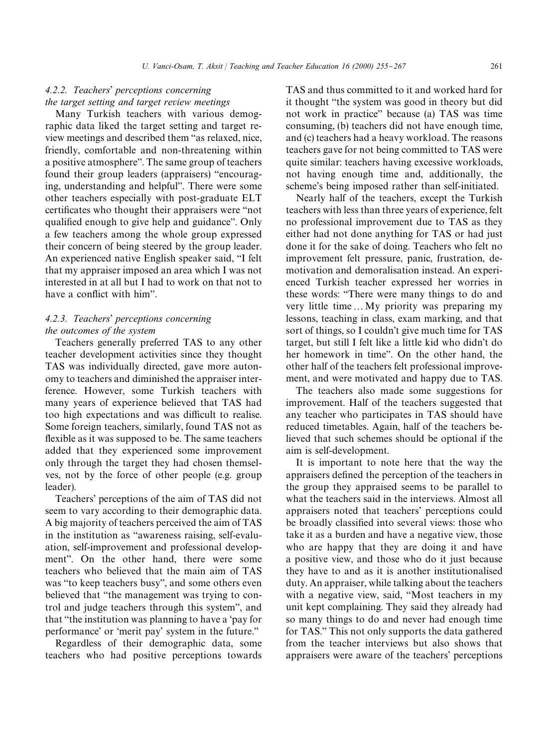#### 4.2.2. Teachers' perceptions concerning the target setting and target review meetings

Many Turkish teachers with various demographic data liked the target setting and target review meetings and described them "as relaxed, nice, friendly, comfortable and non-threatening within a positive atmosphere". The same group of teachers found their group leaders (appraisers) "encouraging, understanding and helpful". There were some other teachers especially with post-graduate ELT certificates who thought their appraisers were "not qualified enough to give help and guidance". Only a few teachers among the whole group expressed their concern of being steered by the group leader. An experienced native English speaker said, "I felt that my appraiser imposed an area which I was not interested in at all but I had to work on that not to have a conflict with him".

#### 4.2.3. Teachers' perceptions concerning the outcomes of the system

Teachers generally preferred TAS to any other teacher development activities since they thought TAS was individually directed, gave more autonomy to teachers and diminished the appraiser interference. However, some Turkish teachers with many years of experience believed that TAS had too high expectations and was difficult to realise. Some foreign teachers, similarly, found TAS not as flexible as it was supposed to be. The same teachers added that they experienced some improvement only through the target they had chosen themselves, not by the force of other people (e.g. group leader).

Teachers' perceptions of the aim of TAS did not seem to vary according to their demographic data. A big majority of teachers perceived the aim of TAS in the institution as "awareness raising, self-evaluation, self-improvement and professional development". On the other hand, there were some teachers who believed that the main aim of TAS was "to keep teachers busy", and some others even believed that "the management was trying to control and judge teachers through this system", and that "the institution was planning to have a 'pay for performance' or 'merit pay' system in the future."

Regardless of their demographic data, some teachers who had positive perceptions towards TAS and thus committed to it and worked hard for it thought "the system was good in theory but did not work in practice" because (a) TAS was time consuming, (b) teachers did not have enough time, and (c) teachers had a heavy workload. The reasons teachers gave for not being committed to TAS were quite similar: teachers having excessive workloads, not having enough time and, additionally, the scheme's being imposed rather than self-initiated.

Nearly half of the teachers, except the Turkish teachers with less than three years of experience, felt no professional improvement due to TAS as they either had not done anything for TAS or had just done it for the sake of doing. Teachers who felt no improvement felt pressure, panic, frustration, demotivation and demoralisation instead. An experienced Turkish teacher expressed her worries in these words: "There were many things to do and very little time … My priority was preparing my lessons, teaching in class, exam marking, and that sort of things, so I couldn't give much time for TAS target, but still I felt like a little kid who didn't do her homework in time". On the other hand, the other half of the teachers felt professional improvement, and were motivated and happy due to TAS.

The teachers also made some suggestions for improvement. Half of the teachers suggested that any teacher who participates in TAS should have reduced timetables. Again, half of the teachers believed that such schemes should be optional if the aim is self-development.

It is important to note here that the way the appraisers defined the perception of the teachers in the group they appraised seems to be parallel to what the teachers said in the interviews. Almost all appraisers noted that teachers' perceptions could be broadly classified into several views: those who take it as a burden and have a negative view, those who are happy that they are doing it and have a positive view, and those who do it just because they have to and as it is another institutionalised duty. An appraiser, while talking about the teachers with a negative view, said, "Most teachers in my unit kept complaining. They said they already had so many things to do and never had enough time for TAS." This not only supports the data gathered from the teacher interviews but also shows that appraisers were aware of the teachers' perceptions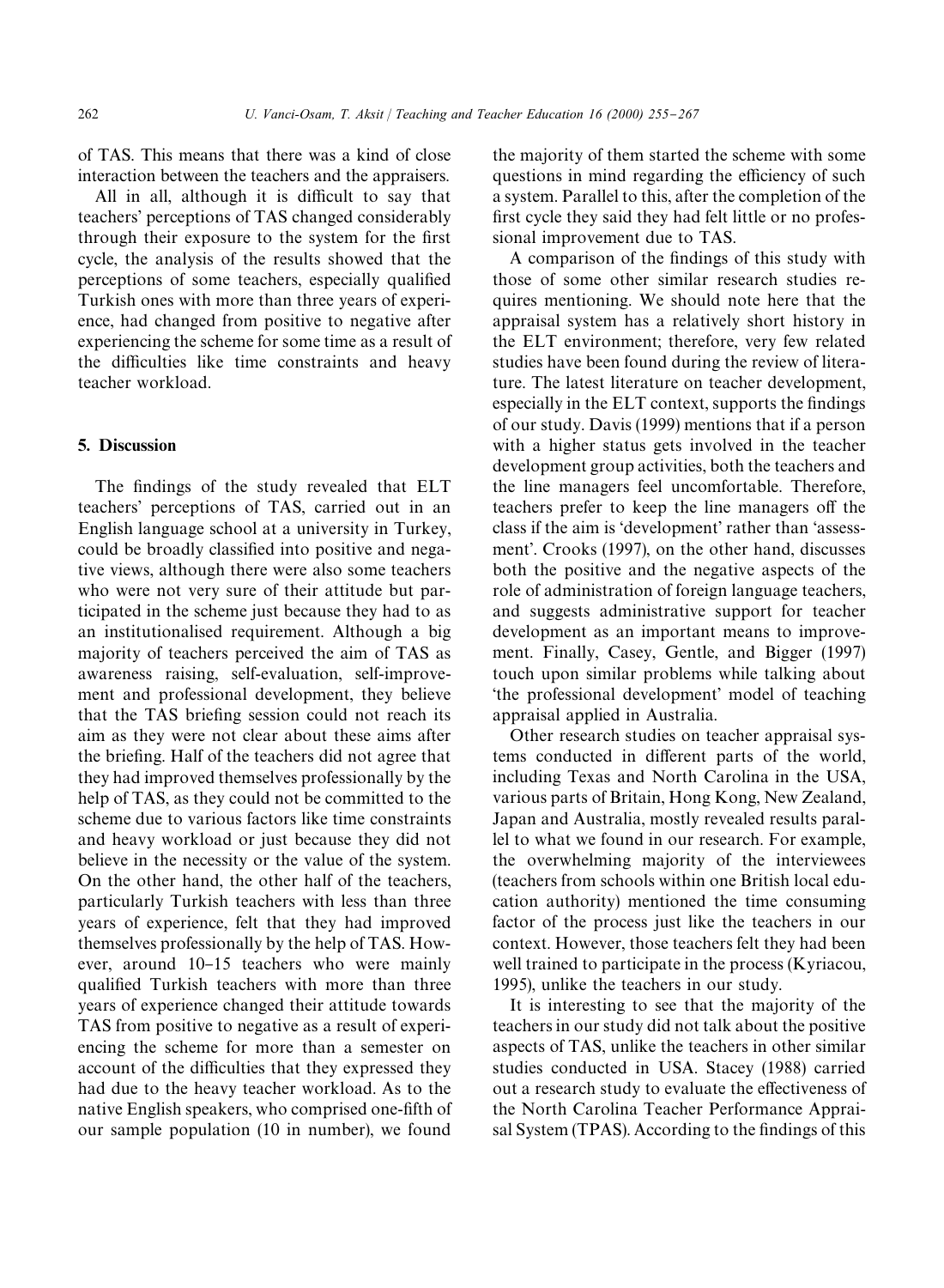of TAS. This means that there was a kind of close interaction between the teachers and the appraisers.

All in all, although it is difficult to say that teachers' perceptions of TAS changed considerably through their exposure to the system for the first cycle, the analysis of the results showed that the perceptions of some teachers, especially qualified Turkish ones with more than three years of experience, had changed from positive to negative after experiencing the scheme for some time as a result of the difficulties like time constraints and heavy teacher workload.

## 5. Discussion

The findings of the study revealed that ELT teachers' perceptions of TAS, carried out in an English language school at a university in Turkey, could be broadly classified into positive and negative views, although there were also some teachers who were not very sure of their attitude but participated in the scheme just because they had to as an institutionalised requirement. Although a big majority of teachers perceived the aim of TAS as awareness raising, self-evaluation, self-improvement and professional development, they believe that the TAS briefing session could not reach its aim as they were not clear about these aims after the briefing. Half of the teachers did not agree that they had improved themselves professionally by the help of TAS, as they could not be committed to the scheme due to various factors like time constraints and heavy workload or just because they did not believe in the necessity or the value of the system. On the other hand, the other half of the teachers, particularly Turkish teachers with less than three years of experience, felt that they had improved themselves professionally by the help of TAS. However, around 10–15 teachers who were mainly qualified Turkish teachers with more than three years of experience changed their attitude towards TAS from positive to negative as a result of experiencing the scheme for more than a semester on account of the difficulties that they expressed they had due to the heavy teacher workload. As to the native English speakers, who comprised one-fifth of our sample population (10 in number), we found the majority of them started the scheme with some questions in mind regarding the efficiency of such a system. Parallel to this, after the completion of the first cycle they said they had felt little or no professional improvement due to TAS.

A comparison of the findings of this study with those of some other similar research studies requires mentioning. We should note here that the appraisal system has a relatively short history in the ELT environment; therefore, very few related studies have been found during the review of literature. The latest literature on teacher development, especially in the ELT context, supports the findings of our study. Davis (1999) mentions that if a person with a higher status gets involved in the teacher development group activities, both the teachers and the line managers feel uncomfortable. Therefore, teachers prefer to keep the line managers off the class if the aim is 'development' rather than 'assessment'. Crooks (1997), on the other hand, discusses both the positive and the negative aspects of the role of administration of foreign language teachers, and suggests administrative support for teacher development as an important means to improvement. Finally, Casey, Gentle, and Bigger (1997) touch upon similar problems while talking about 'the professional development' model of teaching appraisal applied in Australia.

Other research studies on teacher appraisal systems conducted in different parts of the world, including Texas and North Carolina in the USA, various parts of Britain, Hong Kong, New Zealand, Japan and Australia, mostly revealed results parallel to what we found in our research. For example, the overwhelming majority of the interviewees (teachers from schools within one British local education authority) mentioned the time consuming factor of the process just like the teachers in our context. However, those teachers felt they had been well trained to participate in the process (Kyriacou, 1995), unlike the teachers in our study.

It is interesting to see that the majority of the teachers in our study did not talk about the positive aspects of TAS, unlike the teachers in other similar studies conducted in USA. Stacey (1988) carried out a research study to evaluate the effectiveness of the North Carolina Teacher Performance Appraisal System (TPAS). According to the findings of this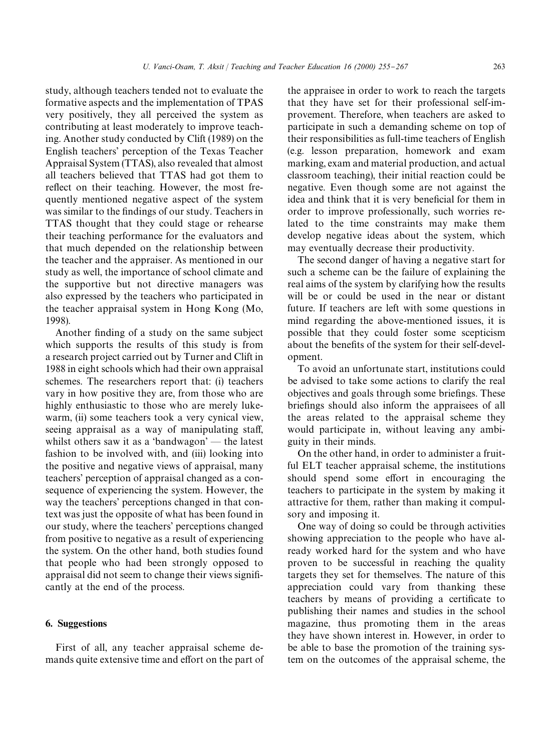study, although teachers tended not to evaluate the formative aspects and the implementation of TPAS very positively, they all perceived the system as contributing at least moderately to improve teaching. Another study conducted by Clift (1989) on the English teachers' perception of the Texas Teacher Appraisal System (TTAS), also revealed that almost all teachers believed that TTAS had got them to reflect on their teaching. However, the most frequently mentioned negative aspect of the system was similar to the findings of our study. Teachers in TTAS thought that they could stage or rehearse their teaching performance for the evaluators and that much depended on the relationship between the teacher and the appraiser. As mentioned in our study as well, the importance of school climate and the supportive but not directive managers was also expressed by the teachers who participated in the teacher appraisal system in Hong Kong (Mo, 1998).

Another finding of a study on the same subject which supports the results of this study is from a research project carried out by Turner and Clift in 1988 in eight schools which had their own appraisal schemes. The researchers report that: (i) teachers vary in how positive they are, from those who are highly enthusiastic to those who are merely lukewarm, (ii) some teachers took a very cynical view, seeing appraisal as a way of manipulating staff, whilst others saw it as a 'bandwagon' — the latest fashion to be involved with, and (iii) looking into the positive and negative views of appraisal, many teachers' perception of appraisal changed as a consequence of experiencing the system. However, the way the teachers' perceptions changed in that context was just the opposite of what has been found in our study, where the teachers' perceptions changed from positive to negative as a result of experiencing the system. On the other hand, both studies found that people who had been strongly opposed to appraisal did not seem to change their views significantly at the end of the process.

## 6. Suggestions

First of all, any teacher appraisal scheme demands quite extensive time and effort on the part of the appraisee in order to work to reach the targets that they have set for their professional self-improvement. Therefore, when teachers are asked to participate in such a demanding scheme on top of their responsibilities as full-time teachers of English (e.g. lesson preparation, homework and exam marking, exam and material production, and actual classroom teaching), their initial reaction could be negative. Even though some are not against the idea and think that it is very beneficial for them in order to improve professionally, such worries related to the time constraints may make them develop negative ideas about the system, which may eventually decrease their productivity.

The second danger of having a negative start for such a scheme can be the failure of explaining the real aims of the system by clarifying how the results will be or could be used in the near or distant future. If teachers are left with some questions in mind regarding the above-mentioned issues, it is possible that they could foster some scepticism about the benefits of the system for their self-development.

To avoid an unfortunate start, institutions could be advised to take some actions to clarify the real objectives and goals through some briefings. These briefings should also inform the appraisees of all the areas related to the appraisal scheme they would participate in, without leaving any ambiguity in their minds.

On the other hand, in order to administer a fruitful ELT teacher appraisal scheme, the institutions should spend some effort in encouraging the teachers to participate in the system by making it attractive for them, rather than making it compulsory and imposing it.

One way of doing so could be through activities showing appreciation to the people who have already worked hard for the system and who have proven to be successful in reaching the quality targets they set for themselves. The nature of this appreciation could vary from thanking these teachers by means of providing a certificate to publishing their names and studies in the school magazine, thus promoting them in the areas they have shown interest in. However, in order to be able to base the promotion of the training system on the outcomes of the appraisal scheme, the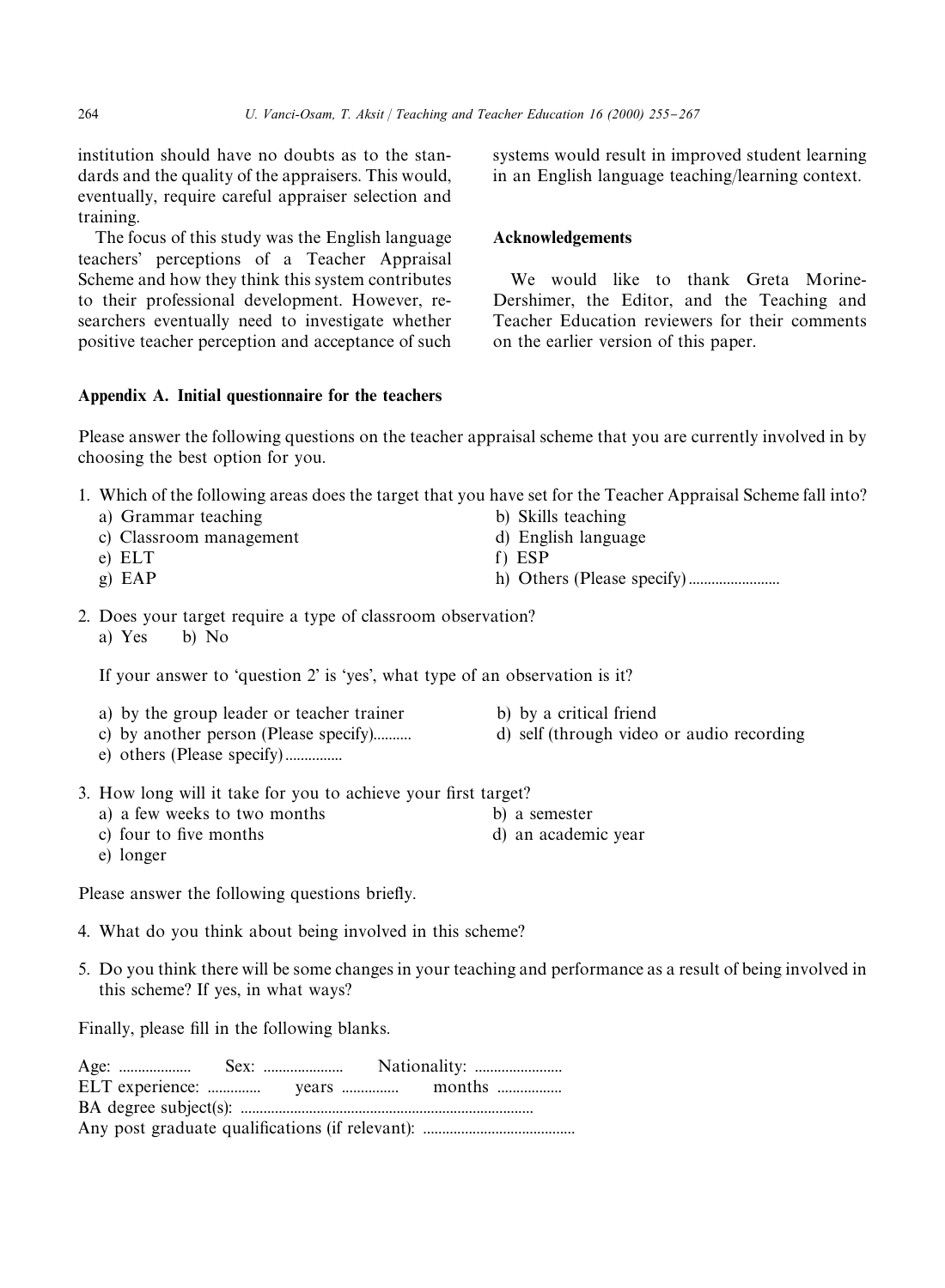institution should have no doubts as to the standards and the quality of the appraisers. This would, eventually, require careful appraiser selection and training.

The focus of this study was the English language teachers' perceptions of a Teacher Appraisal Scheme and how they think this system contributes to their professional development. However, researchers eventually need to investigate whether positive teacher perception and acceptance of such systems would result in improved student learning in an English language teaching/learning context.

## Acknowledgements

We would like to thank Greta Morine-Dershimer, the Editor, and the Teaching and Teacher Education reviewers for their comments on the earlier version of this paper.

## Appendix A. Initial questionnaire for the teachers

Please answer the following questions on the teacher appraisal scheme that you are currently involved in by choosing the best option for you.

1. Which of the following areas does the target that you have set for the Teacher Appraisal Scheme fall into?
   - a) Grammar teaching
   - b) Skills teaching
   - c) Classroom management
   - d) English language
   - e) ELT
   - f) ESP
   - g) EAP
   - h) Others (Please specify) ........................

2. Does your target require a type of classroom observation?
   a) Yes b) No

   If your answer to 'question 2' is 'yes', what type of an observation is it?

   - a) by the group leader or teacher trainer
   - b) by a critical friend
   - c) by another person (Please specify)..........
   - d) self (through video or audio recording
   - e) others (Please specify) ...............

3. How long will it take for you to achieve your first target?
   - a) a few weeks to two months
   - b) a semester
   - c) four to five months
   - d) an academic year
   - e) longer

Please answer the following questions briefly.

4. What do you think about being involved in this scheme?

5. Do you think there will be some changes in your teaching and performance as a result of being involved in this scheme? If yes, in what ways?

Finally, please fill in the following blanks.

Age: ................... Sex: ..................... Nationality: .......................
ELT experience: .............. years ............... months .................
BA degree subject(s): ............................................................................
Any post graduate qualifications (if relevant): ........................................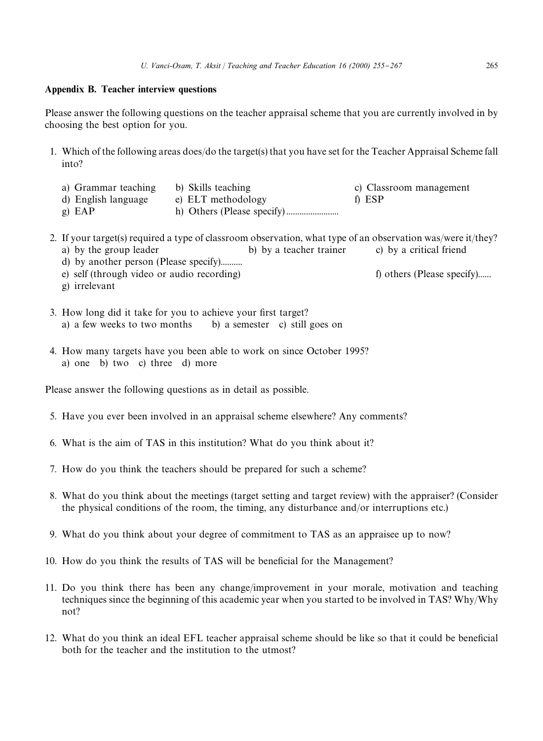## Appendix B. Teacher interview questions

Please answer the following questions on the teacher appraisal scheme that you are currently involved in by choosing the best option for you.

1. Which of the following areas does/do the target(s) that you have set for the Teacher Appraisal Scheme fall into?

   a) Grammar teaching   b) Skills teaching   c) Classroom management
   d) English language   e) ELT methodology   f) ESP
   g) EAP   h) Others (Please specify)........................

2. If your target(s) required a type of classroom observation, what type of an observation was/were it/they?
   a) by the group leader   b) by a teacher trainer   c) by a critical friend
   d) by another person (Please specify)..........
   e) self (through video or audio recording)   f) others (Please specify)......
   g) irrelevant

3. How long did it take for you to achieve your first target?
   a) a few weeks to two months   b) a semester   c) still goes on

4. How many targets have you been able to work on since October 1995?
   a) one   b) two   c) three   d) more

Please answer the following questions as in detail as possible.

5. Have you ever been involved in an appraisal scheme elsewhere? Any comments?

6. What is the aim of TAS in this institution? What do you think about it?

7. How do you think the teachers should be prepared for such a scheme?

8. What do you think about the meetings (target setting and target review) with the appraiser? (Consider the physical conditions of the room, the timing, any disturbance and/or interruptions etc.)

9. What do you think about your degree of commitment to TAS as an appraisee up to now?

10. How do you think the results of TAS will be beneficial for the Management?

11. Do you think there has been any change/improvement in your morale, motivation and teaching techniques since the beginning of this academic year when you started to be involved in TAS? Why/Why not?

12. What do you think an ideal EFL teacher appraisal scheme should be like so that it could be beneficial both for the teacher and the institution to the utmost?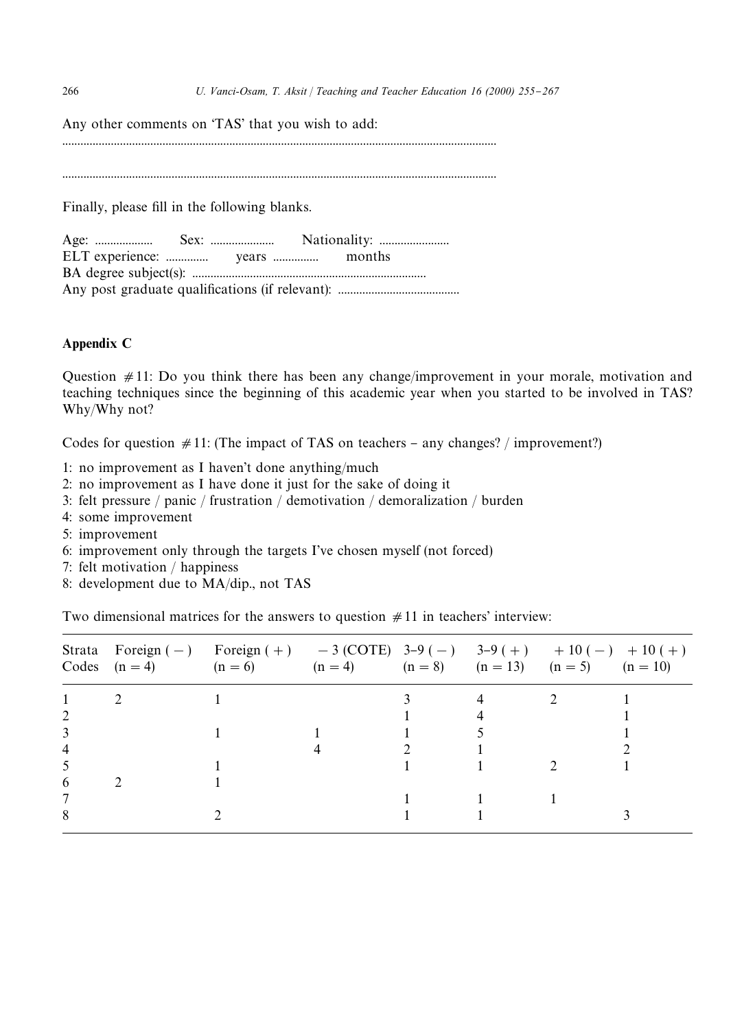Any other comments on 'TAS' that you wish to add:

.............................................................................................................................................

.............................................................................................................................................

Finally, please fill in the following blanks.

Age: ................... Sex: ..................... Nationality: .......................
ELT experience: .............. years ............... months
BA degree subject(s): .............................................................................
Any post graduate qualifications (if relevant): ........................................

## Appendix C

Question #11: Do you think there has been any change/improvement in your morale, motivation and teaching techniques since the beginning of this academic year when you started to be involved in TAS? Why/Why not?

Codes for question #11: (The impact of TAS on teachers – any changes? / improvement?)

1: no improvement as I haven't done anything/much
2: no improvement as I have done it just for the sake of doing it
3: felt pressure / panic / frustration / demotivation / demoralization / burden
4: some improvement
5: improvement
6: improvement only through the targets I've chosen myself (not forced)
7: felt motivation / happiness
8: development due to MA/dip., not TAS

Two dimensional matrices for the answers to question #11 in teachers' interview:

| Strata Codes | Foreign (−) (n = 4) | Foreign (+) (n = 6) | −3 (COTE) (n = 4) | 3–9 (−) (n = 8) | 3–9 (+) (n = 13) | +10 (−) (n = 5) | +10 (+) (n = 10) |
|---|---|---|---|---|---|---|---|
| 1 | 2 | 1 | | 3 | 4 | 2 | 1 |
| 2 | | | | 1 | 4 | | 1 |
| 3 | | 1 | 1 | 1 | 5 | | 1 |
| 4 | | | 4 | 2 | 1 | | 2 |
| 5 | | 1 | | 1 | 1 | 2 | 1 |
| 6 | 2 | 1 | | | | | |
| 7 | | | | 1 | 1 | 1 | |
| 8 | | 2 | | 1 | 1 | | 3 |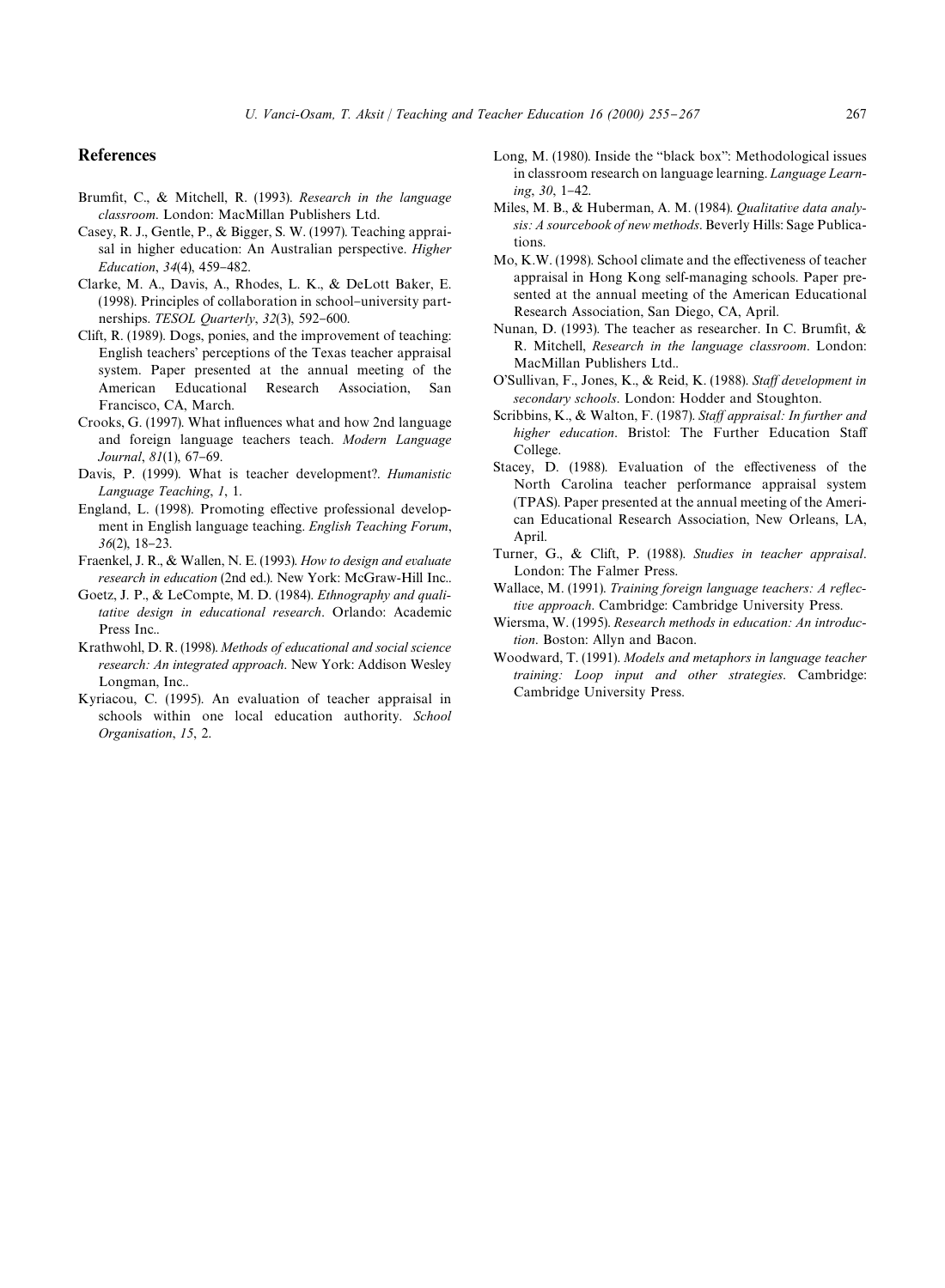## References

Brumfit, C., & Mitchell, R. (1993). *Research in the language classroom*. London: MacMillan Publishers Ltd.

Casey, R. J., Gentle, P., & Bigger, S. W. (1997). Teaching appraisal in higher education: An Australian perspective. *Higher Education*, *34*(4), 459–482.

Clarke, M. A., Davis, A., Rhodes, L. K., & DeLott Baker, E. (1998). Principles of collaboration in school–university partnerships. *TESOL Quarterly*, *32*(3), 592–600.

Clift, R. (1989). Dogs, ponies, and the improvement of teaching: English teachers' perceptions of the Texas teacher appraisal system. Paper presented at the annual meeting of the American Educational Research Association, San Francisco, CA, March.

Crooks, G. (1997). What influences what and how 2nd language and foreign language teachers teach. *Modern Language Journal*, *81*(1), 67–69.

Davis, P. (1999). What is teacher development?. *Humanistic Language Teaching*, *1*, 1.

England, L. (1998). Promoting effective professional development in English language teaching. *English Teaching Forum*, *36*(2), 18–23.

Fraenkel, J. R., & Wallen, N. E. (1993). *How to design and evaluate research in education* (2nd ed.). New York: McGraw-Hill Inc..

Goetz, J. P., & LeCompte, M. D. (1984). *Ethnography and qualitative design in educational research*. Orlando: Academic Press Inc..

Krathwohl, D. R. (1998). *Methods of educational and social science research: An integrated approach*. New York: Addison Wesley Longman, Inc..

Kyriacou, C. (1995). An evaluation of teacher appraisal in schools within one local education authority. *School Organisation*, *15*, 2.

Long, M. (1980). Inside the "black box": Methodological issues in classroom research on language learning. *Language Learning*, *30*, 1–42.

Miles, M. B., & Huberman, A. M. (1984). *Qualitative data analysis: A sourcebook of new methods*. Beverly Hills: Sage Publications.

Mo, K.W. (1998). School climate and the effectiveness of teacher appraisal in Hong Kong self-managing schools. Paper presented at the annual meeting of the American Educational Research Association, San Diego, CA, April.

Nunan, D. (1993). The teacher as researcher. In C. Brumfit, & R. Mitchell, *Research in the language classroom*. London: MacMillan Publishers Ltd..

O'Sullivan, F., Jones, K., & Reid, K. (1988). *Staff development in secondary schools*. London: Hodder and Stoughton.

Scribbins, K., & Walton, F. (1987). *Staff appraisal: In further and higher education*. Bristol: The Further Education Staff College.

Stacey, D. (1988). Evaluation of the effectiveness of the North Carolina teacher performance appraisal system (TPAS). Paper presented at the annual meeting of the American Educational Research Association, New Orleans, LA, April.

Turner, G., & Clift, P. (1988). *Studies in teacher appraisal*. London: The Falmer Press.

Wallace, M. (1991). *Training foreign language teachers: A reflective approach*. Cambridge: Cambridge University Press.

Wiersma, W. (1995). *Research methods in education: An introduction*. Boston: Allyn and Bacon.

Woodward, T. (1991). *Models and metaphors in language teacher training: Loop input and other strategies*. Cambridge: Cambridge University Press.